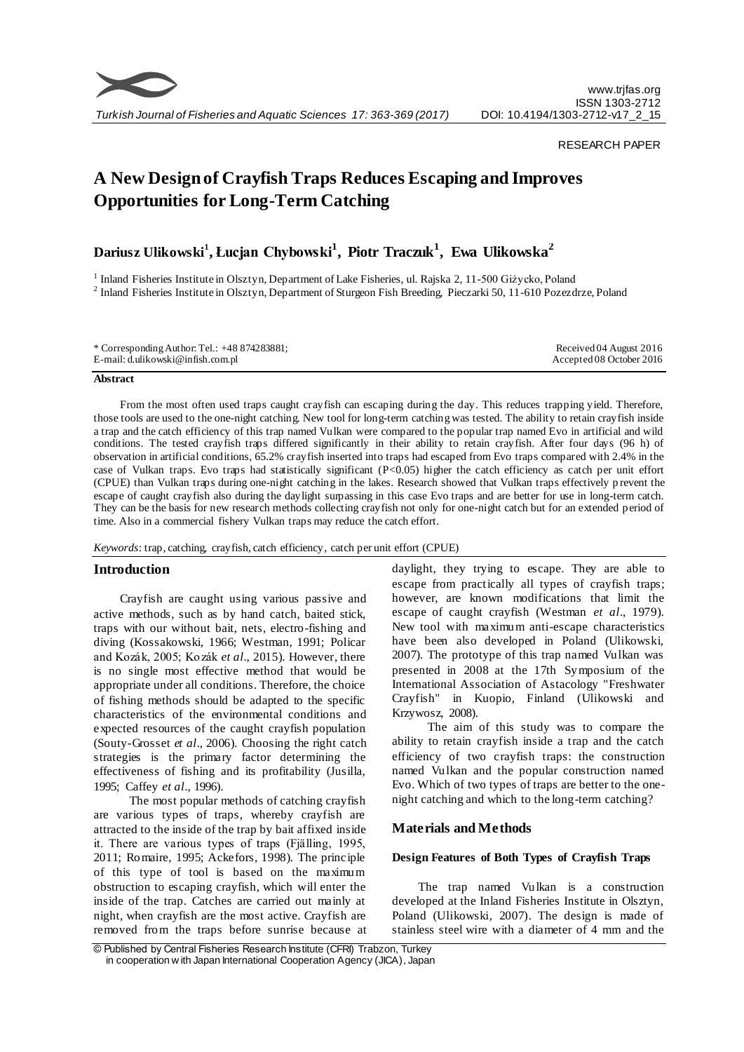RESEARCH PAPER

# A New Design of Crayfish Traps Reduces Escaping and Improves Opportunities for Long-Term Catching

**Dariusz Ulikowski[1], Łucjan Chybowski[1], Piotr Traczuk[1], Ewa Ulikowska[2]**

[1] Inland Fisheries Institute in Olsztyn, Department of Lake Fisheries, ul. Rajska 2, 11-500 Giżycko, Poland

[2] Inland Fisheries Institute in Olsztyn, Department of Sturgeon Fish Breeding, Pieczarki 50, 11-610 Pozezdrze, Poland

\* Corresponding Author: Tel.: +48 874283881;
E-mail: d.ulikowski@infish.com.pl

Received 04 August 2016
Accepted 08 October 2016

## Abstract

From the most often used traps caught crayfish can escaping during the day. This reduces trapping yield. Therefore, those tools are used to the one-night catching. New tool for long-term catching was tested. The ability to retain crayfish inside a trap and the catch efficiency of this trap named Vulkan were compared to the popular trap named Evo in artificial and wild conditions. The tested crayfish traps differed significantly in their ability to retain crayfish. After four days (96 h) of observation in artificial conditions, 65.2% crayfish inserted into traps had escaped from Evo traps compared with 2.4% in the case of Vulkan traps. Evo traps had statistically significant ($P<0.05$) higher the catch efficiency as catch per unit effort (CPUE) than Vulkan traps during one-night catching in the lakes. Research showed that Vulkan traps effectively prevent the escape of caught crayfish also during the daylight surpassing in this case Evo traps and are better for use in long-term catch. They can be the basis for new research methods collecting crayfish not only for one-night catch but for an extended period of time. Also in a commercial fishery Vulkan traps may reduce the catch effort.

*Keywords*: trap, catching, crayfish, catch efficiency, catch per unit effort (CPUE)

## Introduction

Crayfish are caught using various passive and active methods, such as by hand catch, baited stick, traps with our without bait, nets, electro-fishing and diving (Kossakowski, 1966; Westman, 1991; Policar and Kozák, 2005; Kozák *et al*., 2015). However, there is no single most effective method that would be appropriate under all conditions. Therefore, the choice of fishing methods should be adapted to the specific characteristics of the environmental conditions and expected resources of the caught crayfish population (Souty-Grosset *et al*., 2006). Choosing the right catch strategies is the primary factor determining the effectiveness of fishing and its profitability (Jusilla, 1995; Caffey *et al*., 1996).

The most popular methods of catching crayfish are various types of traps, whereby crayfish are attracted to the inside of the trap by bait affixed inside it. There are various types of traps (Fjälling, 1995, 2011; Romaire, 1995; Ackefors, 1998). The principle of this type of tool is based on the maximum obstruction to escaping crayfish, which will enter the inside of the trap. Catches are carried out mainly at night, when crayfish are the most active. Crayfish are removed from the traps before sunrise because at daylight, they trying to escape. They are able to escape from practically all types of crayfish traps; however, are known modifications that limit the escape of caught crayfish (Westman *et al*., 1979). New tool with maximum anti-escape characteristics have been also developed in Poland (Ulikowski, 2007). The prototype of this trap named Vulkan was presented in 2008 at the 17th Symposium of the International Association of Astacology "Freshwater Crayfish" in Kuopio, Finland (Ulikowski and Krzywosz, 2008).

The aim of this study was to compare the ability to retain crayfish inside a trap and the catch efficiency of two crayfish traps: the construction named Vulkan and the popular construction named Evo. Which of two types of traps are better to the one-night catching and which to the long-term catching?

## Materials and Methods

### Design Features of Both Types of Crayfish Traps

The trap named Vulkan is a construction developed at the Inland Fisheries Institute in Olsztyn, Poland (Ulikowski, 2007). The design is made of stainless steel wire with a diameter of 4 mm and the

© Published by Central Fisheries Research Institute (CFRI) Trabzon, Turkey in cooperation with Japan International Cooperation Agency (JICA), Japan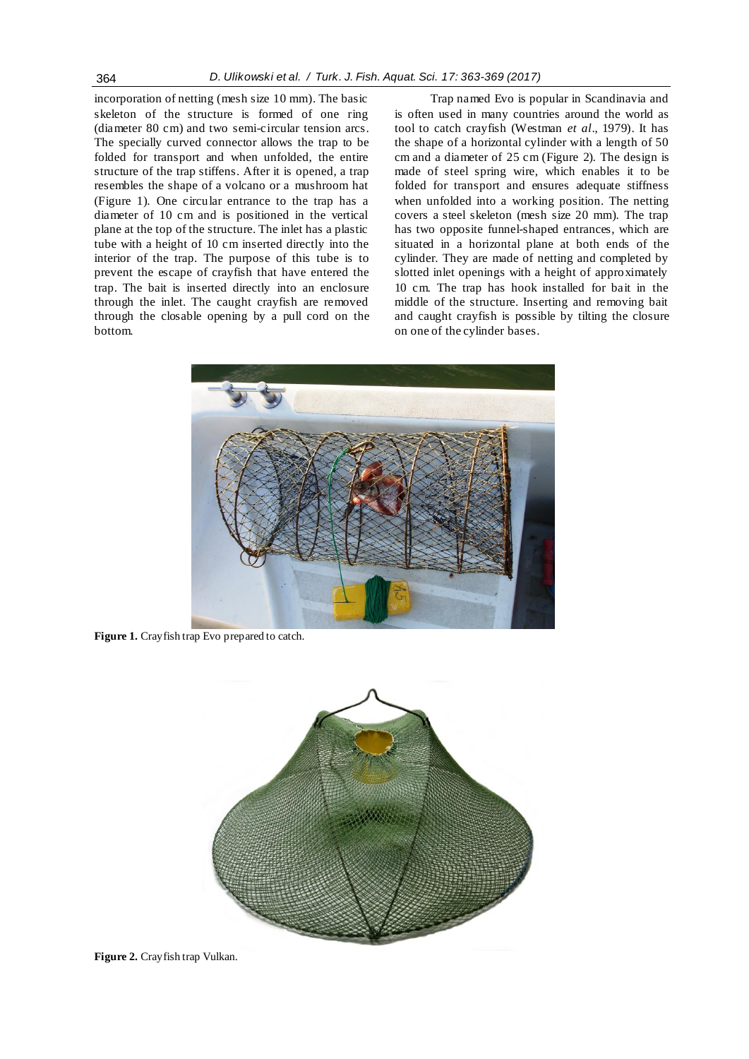incorporation of netting (mesh size 10 mm). The basic skeleton of the structure is formed of one ring (diameter 80 cm) and two semi-circular tension arcs. The specially curved connector allows the trap to be folded for transport and when unfolded, the entire structure of the trap stiffens. After it is opened, a trap resembles the shape of a volcano or a mushroom hat (Figure 1). One circular entrance to the trap has a diameter of 10 cm and is positioned in the vertical plane at the top of the structure. The inlet has a plastic tube with a height of 10 cm inserted directly into the interior of the trap. The purpose of this tube is to prevent the escape of crayfish that have entered the trap. The bait is inserted directly into an enclosure through the inlet. The caught crayfish are removed through the closable opening by a pull cord on the bottom.

Trap named Evo is popular in Scandinavia and is often used in many countries around the world as tool to catch crayfish (Westman *et al*., 1979). It has the shape of a horizontal cylinder with a length of 50 cm and a diameter of 25 cm (Figure 2). The design is made of steel spring wire, which enables it to be folded for transport and ensures adequate stiffness when unfolded into a working position. The netting covers a steel skeleton (mesh size 20 mm). The trap has two opposite funnel-shaped entrances, which are situated in a horizontal plane at both ends of the cylinder. They are made of netting and completed by slotted inlet openings with a height of approximately 10 cm. The trap has hook installed for bait in the middle of the structure. Inserting and removing bait and caught crayfish is possible by tilting the closure on one of the cylinder bases.

**Figure 1.** Crayfish trap Evo prepared to catch.

**Figure 2.** Crayfish trap Vulkan.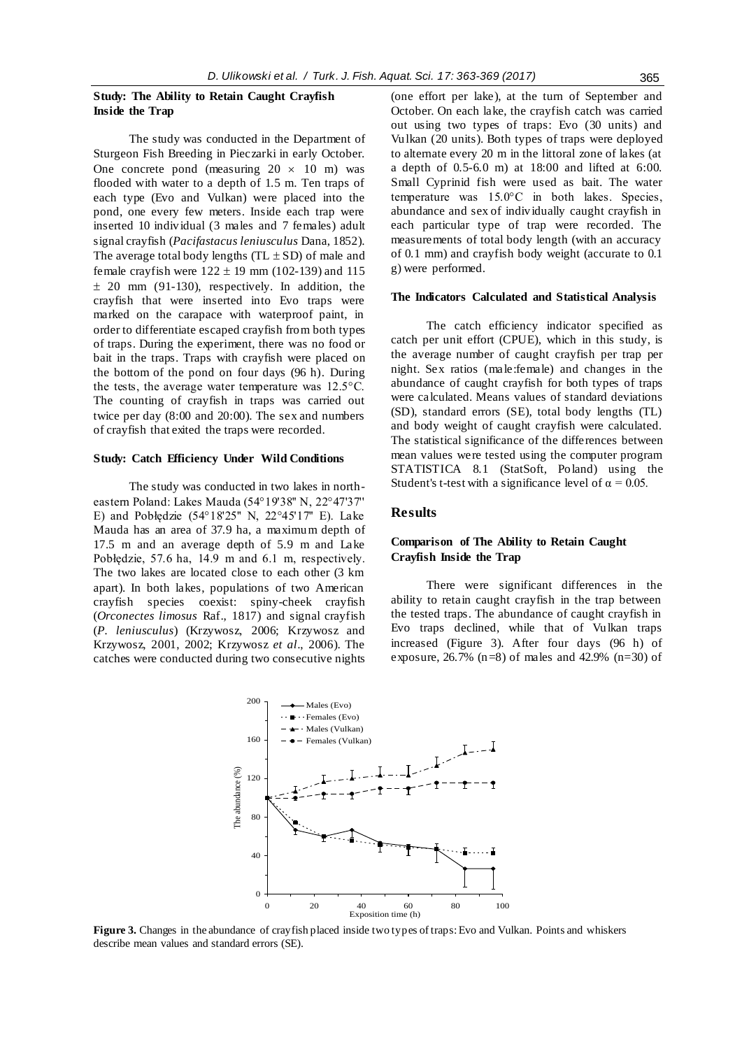### Study: The Ability to Retain Caught Crayfish Inside the Trap

The study was conducted in the Department of Sturgeon Fish Breeding in Pieczarki in early October. One concrete pond (measuring 20 × 10 m) was flooded with water to a depth of 1.5 m. Ten traps of each type (Evo and Vulkan) were placed into the pond, one every few meters. Inside each trap were inserted 10 individual (3 males and 7 females) adult signal crayfish (*Pacifastacus leniusculus* Dana, 1852). The average total body lengths (TL ± SD) of male and female crayfish were 122 ± 19 mm (102-139) and 115 ± 20 mm (91-130), respectively. In addition, the crayfish that were inserted into Evo traps were marked on the carapace with waterproof paint, in order to differentiate escaped crayfish from both types of traps. During the experiment, there was no food or bait in the traps. Traps with crayfish were placed on the bottom of the pond on four days (96 h). During the tests, the average water temperature was 12.5°C. The counting of crayfish in traps was carried out twice per day (8:00 and 20:00). The sex and numbers of crayfish that exited the traps were recorded.

### Study: Catch Efficiency Under Wild Conditions

The study was conducted in two lakes in north-eastern Poland: Lakes Mauda (54°19'38'' N, 22°47'37'' E) and Pobłędzie (54°18'25'' N, 22°45'17'' E). Lake Mauda has an area of 37.9 ha, a maximum depth of 17.5 m and an average depth of 5.9 m and Lake Pobłędzie, 57.6 ha, 14.9 m and 6.1 m, respectively. The two lakes are located close to each other (3 km apart). In both lakes, populations of two American crayfish species coexist: spiny-cheek crayfish (*Orconectes limosus* Raf., 1817) and signal crayfish (*P. leniusculus*) (Krzywosz, 2006; Krzywosz and Krzywosz, 2001, 2002; Krzywosz *et al*., 2006). The catches were conducted during two consecutive nights (one effort per lake), at the turn of September and October. On each lake, the crayfish catch was carried out using two types of traps: Evo (30 units) and Vulkan (20 units). Both types of traps were deployed to alternate every 20 m in the littoral zone of lakes (at a depth of 0.5-6.0 m) at 18:00 and lifted at 6:00. Small Cyprinid fish were used as bait. The water temperature was 15.0°C in both lakes. Species, abundance and sex of individually caught crayfish in each particular type of trap were recorded. The measurements of total body length (with an accuracy of 0.1 mm) and crayfish body weight (accurate to 0.1 g) were performed.

### The Indicators Calculated and Statistical Analysis

The catch efficiency indicator specified as catch per unit effort (CPUE), which in this study, is the average number of caught crayfish per trap per night. Sex ratios (male:female) and changes in the abundance of caught crayfish for both types of traps were calculated. Means values of standard deviations (SD), standard errors (SE), total body lengths (TL) and body weight of caught crayfish were calculated. The statistical significance of the differences between mean values were tested using the computer program STATISTICA 8.1 (StatSoft, Poland) using the Student's t-test with a significance level of $\alpha = 0.05$.

## Results

### Comparison of The Ability to Retain Caught Crayfish Inside the Trap

There were significant differences in the ability to retain caught crayfish in the trap between the tested traps. The abundance of caught crayfish in Evo traps declined, while that of Vulkan traps increased (Figure 3). After four days (96 h) of exposure, 26.7% (n=8) of males and 42.9% (n=30) of

**Figure 3.** Changes in the abundance of crayfish placed inside two types of traps: Evo and Vulkan. Points and whiskers describe mean values and standard errors (SE).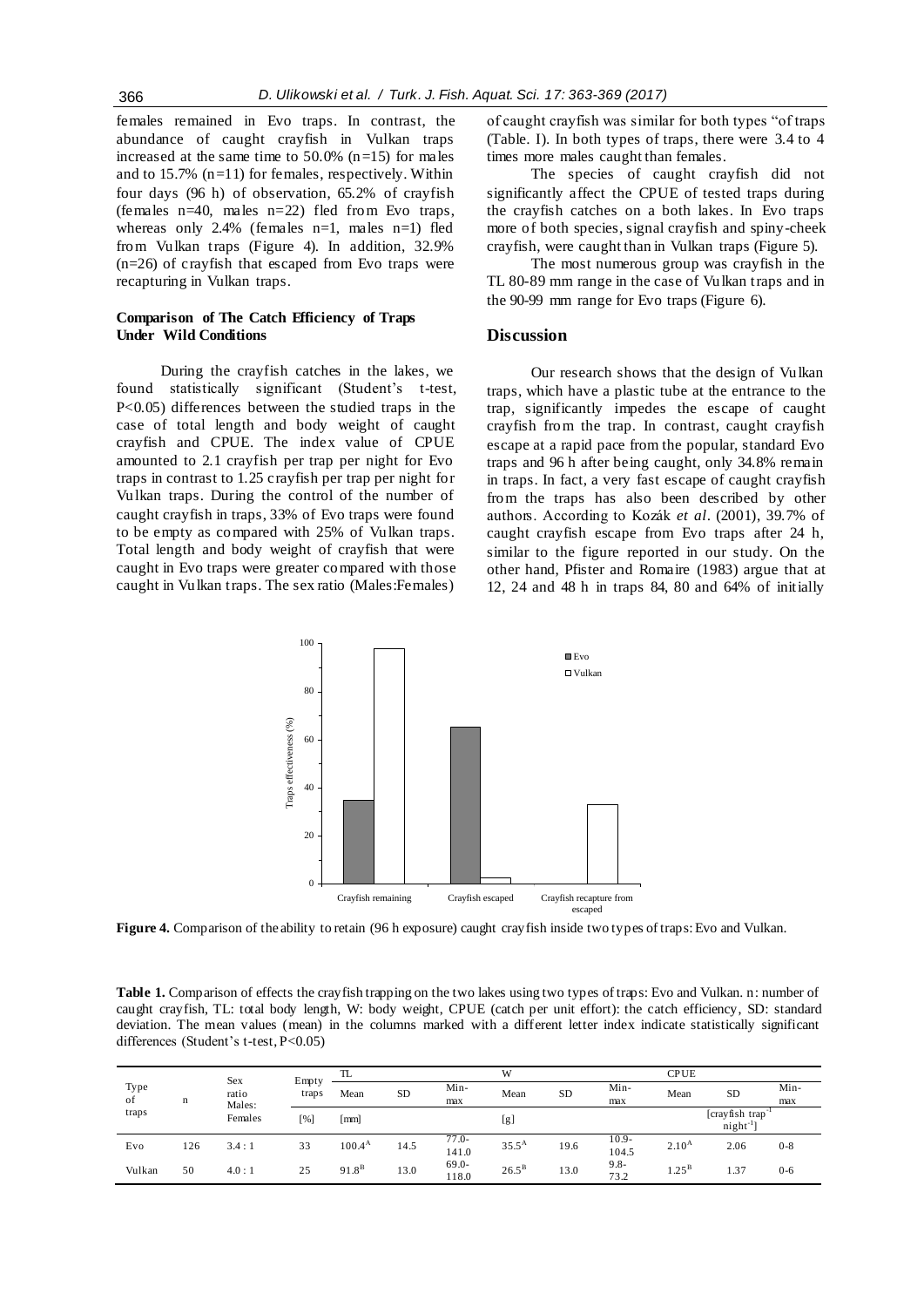females remained in Evo traps. In contrast, the abundance of caught crayfish in Vulkan traps increased at the same time to 50.0% (n=15) for males and to 15.7% (n=11) for females, respectively. Within four days (96 h) of observation, 65.2% of crayfish (females n=40, males n=22) fled from Evo traps, whereas only 2.4% (females n=1, males n=1) fled from Vulkan traps (Figure 4). In addition, 32.9% (n=26) of crayfish that escaped from Evo traps were recapturing in Vulkan traps.

### Comparison of The Catch Efficiency of Traps Under Wild Conditions

During the crayfish catches in the lakes, we found statistically significant (Student's t-test, $P<0.05$) differences between the studied traps in the case of total length and body weight of caught crayfish and CPUE. The index value of CPUE amounted to 2.1 crayfish per trap per night for Evo traps in contrast to 1.25 crayfish per trap per night for Vulkan traps. During the control of the number of caught crayfish in traps, 33% of Evo traps were found to be empty as compared with 25% of Vulkan traps. Total length and body weight of crayfish that were caught in Evo traps were greater compared with those caught in Vulkan traps. The sex ratio (Males:Females) of caught crayfish was similar for both types "of traps (Table. I). In both types of traps, there were 3.4 to 4 times more males caught than females.

The species of caught crayfish did not significantly affect the CPUE of tested traps during the crayfish catches on a both lakes. In Evo traps more of both species, signal crayfish and spiny-cheek crayfish, were caught than in Vulkan traps (Figure 5).

The most numerous group was crayfish in the TL 80-89 mm range in the case of Vulkan traps and in the 90-99 mm range for Evo traps (Figure 6).

## Discussion

Our research shows that the design of Vulkan traps, which have a plastic tube at the entrance to the trap, significantly impedes the escape of caught crayfish from the trap. In contrast, caught crayfish escape at a rapid pace from the popular, standard Evo traps and 96 h after being caught, only 34.8% remain in traps. In fact, a very fast escape of caught crayfish from the traps has also been described by other authors. According to Kozák *et al*. (2001), 39.7% of caught crayfish escape from Evo traps after 24 h, similar to the figure reported in our study. On the other hand, Pfister and Romaire (1983) argue that at 12, 24 and 48 h in traps 84, 80 and 64% of initially

**Figure 4.** Comparison of the ability to retain (96 h exposure) caught crayfish inside two types of traps: Evo and Vulkan.

**Table 1.** Comparison of effects the crayfish trapping on the two lakes using two types of traps: Evo and Vulkan. n: number of caught crayfish, TL: total body length, W: body weight, CPUE (catch per unit effort): the catch efficiency, SD: standard deviation. The mean values (mean) in the columns marked with a different letter index indicate statistically significant differences (Student's t-test, $P<0.05$)

| Type of traps | n | Sex ratio Males: Females | Empty traps [%] | TL Mean [mm] | TL SD | TL Min-max | W Mean [g] | W SD | W Min-max | CPUE Mean [crayfish trap$^{-1}$ night$^{-1}$] | CPUE SD | CPUE Min-max |
|---|---|---|---|---|---|---|---|---|---|---|---|---|
| Evo | 126 | 3.4 : 1 | 33 | $100.4^{A}$ | 14.5 | 77.0-141.0 | $35.5^{A}$ | 19.6 | 10.9-104.5 | $2.10^{A}$ | 2.06 | 0-8 |
| Vulkan | 50 | 4.0 : 1 | 25 | $91.8^{B}$ | 13.0 | 69.0-118.0 | $26.5^{B}$ | 13.0 | 9.8-73.2 | $1.25^{B}$ | 1.37 | 0-6 |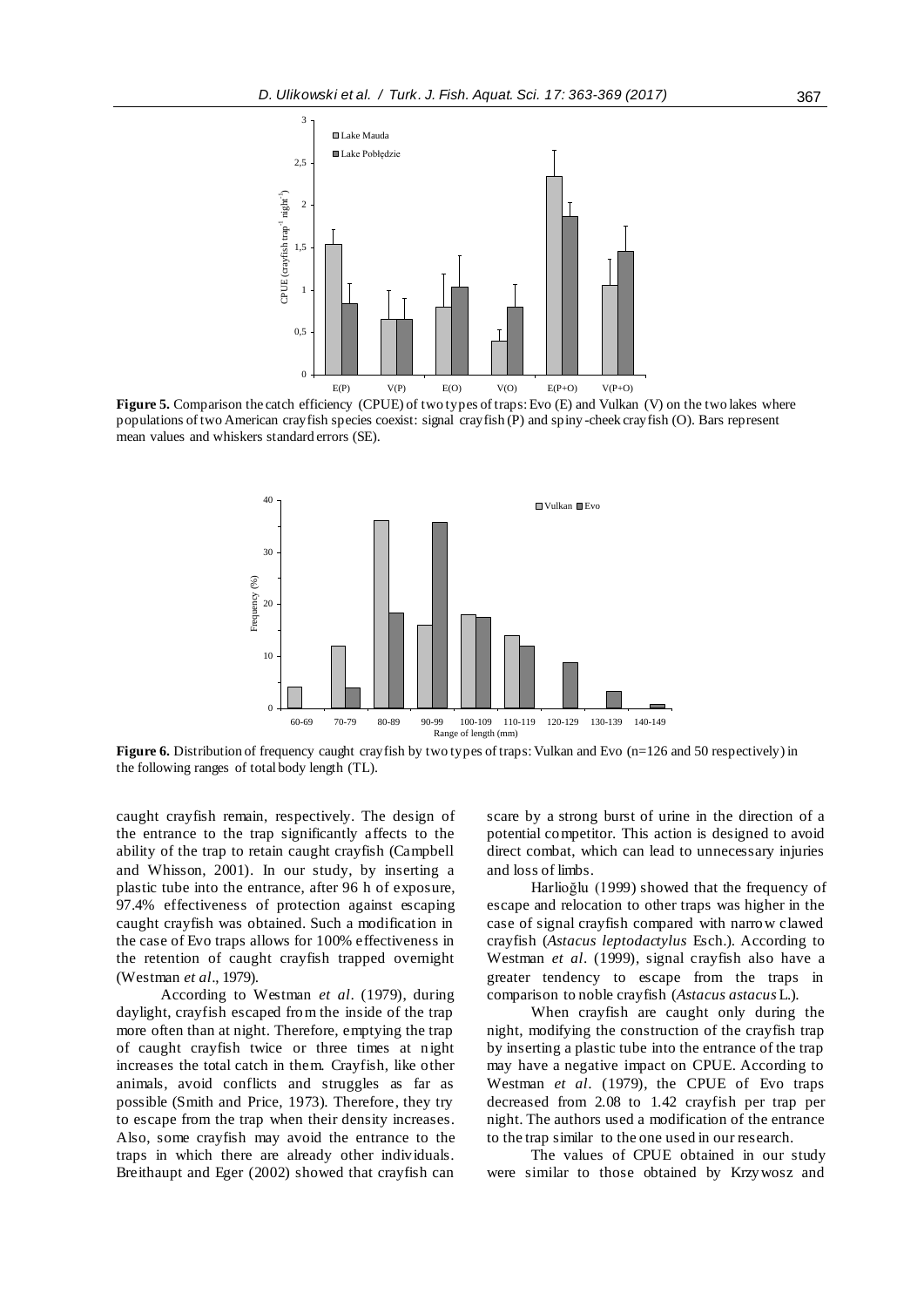**Figure 5.** Comparison the catch efficiency (CPUE) of two types of traps: Evo (E) and Vulkan (V) on the two lakes where populations of two American crayfish species coexist: signal crayfish (P) and spiny-cheek crayfish (O). Bars represent mean values and whiskers standard errors (SE).

**Figure 6.** Distribution of frequency caught crayfish by two types of traps: Vulkan and Evo (n=126 and 50 respectively) in the following ranges of total body length (TL).

caught crayfish remain, respectively. The design of the entrance to the trap significantly affects to the ability of the trap to retain caught crayfish (Campbell and Whisson, 2001). In our study, by inserting a plastic tube into the entrance, after 96 h of exposure, 97.4% effectiveness of protection against escaping caught crayfish was obtained. Such a modification in the case of Evo traps allows for 100% effectiveness in the retention of caught crayfish trapped overnight (Westman *et al*., 1979).

According to Westman *et al*. (1979), during daylight, crayfish escaped from the inside of the trap more often than at night. Therefore, emptying the trap of caught crayfish twice or three times at night increases the total catch in them. Crayfish, like other animals, avoid conflicts and struggles as far as possible (Smith and Price, 1973). Therefore, they try to escape from the trap when their density increases. Also, some crayfish may avoid the entrance to the traps in which there are already other individuals. Breithaupt and Eger (2002) showed that crayfish can scare by a strong burst of urine in the direction of a potential competitor. This action is designed to avoid direct combat, which can lead to unnecessary injuries and loss of limbs.

Harlioğlu (1999) showed that the frequency of escape and relocation to other traps was higher in the case of signal crayfish compared with narrow clawed crayfish (*Astacus leptodactylus* Esch.). According to Westman *et al*. (1999), signal crayfish also have a greater tendency to escape from the traps in comparison to noble crayfish (*Astacus astacus* L.).

When crayfish are caught only during the night, modifying the construction of the crayfish trap by inserting a plastic tube into the entrance of the trap may have a negative impact on CPUE. According to Westman *et al*. (1979), the CPUE of Evo traps decreased from 2.08 to 1.42 crayfish per trap per night. The authors used a modification of the entrance to the trap similar to the one used in our research.

The values of CPUE obtained in our study were similar to those obtained by Krzywosz and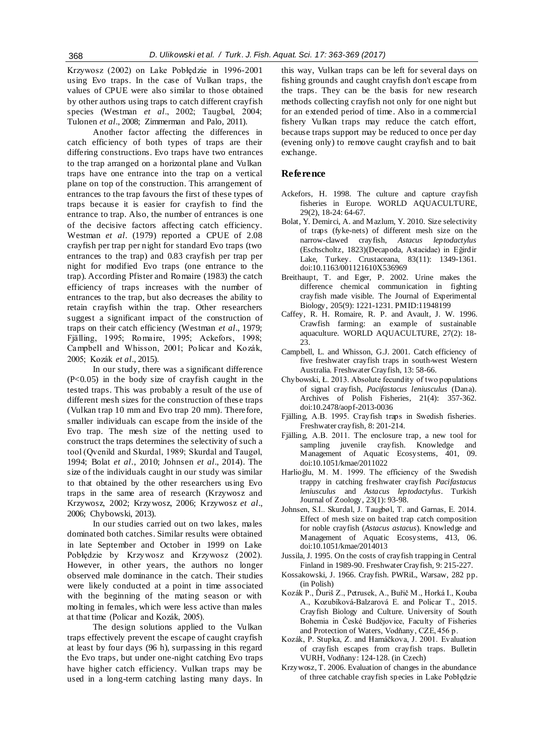Krzywosz (2002) on Lake Pobłędzie in 1996-2001 using Evo traps. In the case of Vulkan traps, the values of CPUE were also similar to those obtained by other authors using traps to catch different crayfish species (Westman *et al*., 2002; Taugbøl, 2004; Tulonen *et al*., 2008; Zimmerman and Palo, 2011).

Another factor affecting the differences in catch efficiency of both types of traps are their differing constructions. Evo traps have two entrances to the trap arranged on a horizontal plane and Vulkan traps have one entrance into the trap on a vertical plane on top of the construction. This arrangement of entrances to the trap favours the first of these types of traps because it is easier for crayfish to find the entrance to trap. Also, the number of entrances is one of the decisive factors affecting catch efficiency. Westman *et al*. (1979) reported a CPUE of 2.08 crayfish per trap per night for standard Evo traps (two entrances to the trap) and 0.83 crayfish per trap per night for modified Evo traps (one entrance to the trap). According Pfister and Romaire (1983) the catch efficiency of traps increases with the number of entrances to the trap, but also decreases the ability to retain crayfish within the trap. Other researchers suggest a significant impact of the construction of traps on their catch efficiency (Westman *et al*., 1979; Fjälling, 1995; Romaire, 1995; Ackefors, 1998; Campbell and Whisson, 2001; Policar and Kozák, 2005; Kozák *et al*., 2015).

In our study, there was a significant difference ($P<0.05$) in the body size of crayfish caught in the tested traps. This was probably a result of the use of different mesh sizes for the construction of these traps (Vulkan trap 10 mm and Evo trap 20 mm). Therefore, smaller individuals can escape from the inside of the Evo trap. The mesh size of the netting used to construct the traps determines the selectivity of such a tool (Qvenild and Skurdal, 1989; Skurdal and Taugøl, 1994; Bolat *et al*., 2010; Johnsen *et al*., 2014). The size of the individuals caught in our study was similar to that obtained by the other researchers using Evo traps in the same area of research (Krzywosz and Krzywosz, 2002; Krzywosz, 2006; Krzywosz *et al*., 2006; Chybowski, 2013).

In our studies carried out on two lakes, males dominated both catches. Similar results were obtained in late September and October in 1999 on Lake Pobłędzie by Krzywosz and Krzywosz (2002). However, in other years, the authors no longer observed male dominance in the catch. Their studies were likely conducted at a point in time associated with the beginning of the mating season or with molting in females, which were less active than males at that time (Policar and Kozák, 2005).

The design solutions applied to the Vulkan traps effectively prevent the escape of caught crayfish at least by four days (96 h), surpassing in this regard the Evo traps, but under one-night catching Evo traps have higher catch efficiency. Vulkan traps may be used in a long-term catching lasting many days. In this way, Vulkan traps can be left for several days on fishing grounds and caught crayfish don't escape from the traps. They can be the basis for new research methods collecting crayfish not only for one night but for an extended period of time. Also in a commercial fishery Vulkan traps may reduce the catch effort, because traps support may be reduced to once per day (evening only) to remove caught crayfish and to bait exchange.

## Reference

Ackefors, H. 1998. The culture and capture crayfish fisheries in Europe. WORLD AQUACULTURE, 29(2), 18-24: 64-67.

Bolat, Y. Demirci, A. and Mazlum, Y. 2010. Size selectivity of traps (fyke-nets) of different mesh size on the narrow-clawed crayfish, *Astacus leptodactylus* (Eschscholtz, 1823)(Decapoda, Astacidae) in Eğirdir Lake, Turkey. Crustaceana, 83(11): 1349-1361. doi:10.1163/001121610X536969

Breithaupt, T. and Eger, P. 2002. Urine makes the difference chemical communication in fighting crayfish made visible. The Journal of Experimental Biology, 205(9): 1221-1231. PMID:11948199

Caffey, R. H. Romaire, R. P. and Avault, J. W. 1996. Crawfish farming: an example of sustainable aquaculture. WORLD AQUACULTURE, 27(2): 18-23.

Campbell, L. and Whisson, G.J. 2001. Catch efficiency of five freshwater crayfish traps in south-west Western Australia. Freshwater Crayfish, 13: 58-66.

Chybowski, Ł. 2013. Absolute fecundity of two populations of signal crayfish, *Pacifastacus leniusculus* (Dana). Archives of Polish Fisheries, 21(4): 357-362. doi:10.2478/aopf-2013-0036

Fjälling, A.B. 1995. Crayfish traps in Swedish fisheries. Freshwater crayfish, 8: 201-214.

Fjälling, A.B. 2011. The enclosure trap, a new tool for sampling juvenile crayfish. Knowledge and Management of Aquatic Ecosystems, 401, 09. doi:10.1051/kmae/2011022

Harlioğlu, M. M. 1999. The efficiency of the Swedish trappy in catching freshwater crayfish *Pacifastacus leniusculus* and *Astacus leptodactylus*. Turkish Journal of Zoology, 23(1): 93-98.

Johnsen, S.I.. Skurdal, J. Taugbøl, T. and Garnas, E. 2014. Effect of mesh size on baited trap catch composition for noble crayfish (*Astacus astacus*). Knowledge and Management of Aquatic Ecosystems, 413, 06. doi:10.1051/kmae/2014013

Jussila, J. 1995. On the costs of crayfish trapping in Central Finland in 1989-90. Freshwater Crayfish, 9: 215-227.

Kossakowski, J. 1966. Crayfish. PWRiL, Warsaw, 282 pp. (in Polish)

Kozák P., Ďuriš Z., Petrusek, A., Buřič M., Horká I., Kouba A., Kozubíková-Balzarová E. and Policar T., 2015. Crayfish Biology and Culture. University of South Bohemia in České Budějovice, Faculty of Fisheries and Protection of Waters, Vodňany, CZE, 456 p.

Kozák, P. Stupka, Z. and Hamáčkova, J. 2001. Evaluation of crayfish escapes from crayfish traps. Bulletin VURH, Vodňany: 124-128. (in Czech)

Krzywosz, T. 2006. Evaluation of changes in the abundance of three catchable crayfish species in Lake Pobłędzie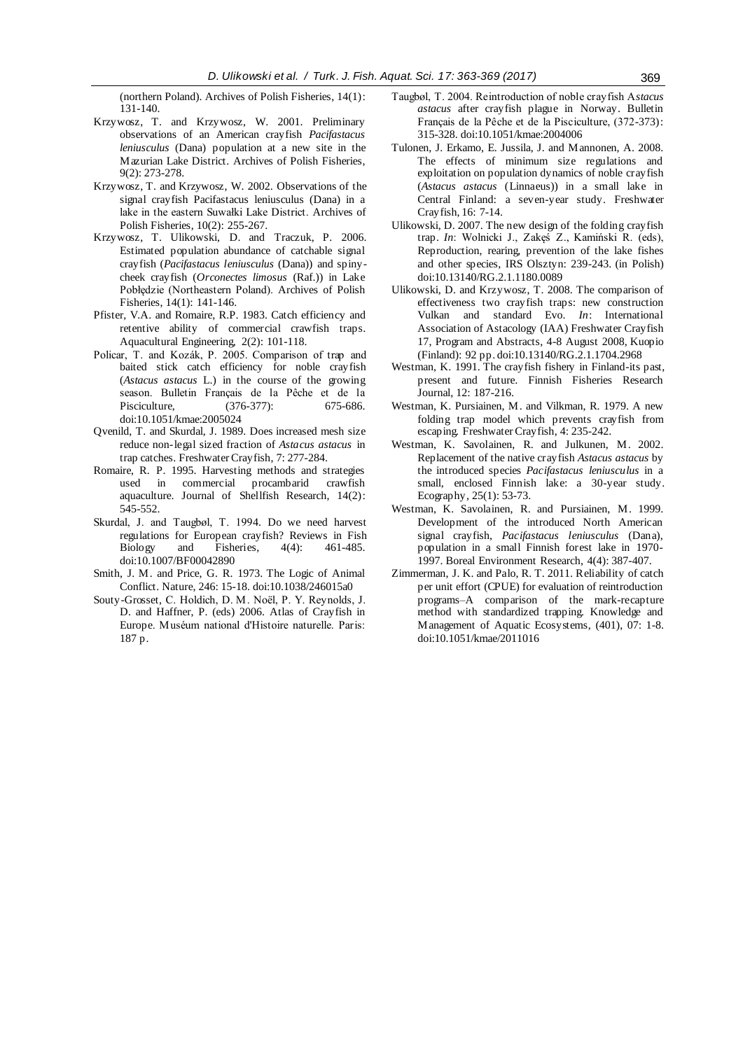(northern Poland). Archives of Polish Fisheries, 14(1): 131-140.

Krzywosz, T. and Krzywosz, W. 2001. Preliminary observations of an American crayfish *Pacifastacus leniusculus* (Dana) population at a new site in the Mazurian Lake District. Archives of Polish Fisheries, 9(2): 273-278.

Krzywosz, T. and Krzywosz, W. 2002. Observations of the signal crayfish Pacifastacus leniusculus (Dana) in a lake in the eastern Suwałki Lake District. Archives of Polish Fisheries, 10(2): 255-267.

Krzywosz, T. Ulikowski, D. and Traczuk, P. 2006. Estimated population abundance of catchable signal crayfish (*Pacifastacus leniusculus* (Dana)) and spiny-cheek crayfish (*Orconectes limosus* (Raf.)) in Lake Pobłędzie (Northeastern Poland). Archives of Polish Fisheries, 14(1): 141-146.

Pfister, V.A. and Romaire, R.P. 1983. Catch efficiency and retentive ability of commercial crawfish traps. Aquacultural Engineering, 2(2): 101-118.

Policar, T. and Kozák, P. 2005. Comparison of trap and baited stick catch efficiency for noble crayfish (*Astacus astacus* L.) in the course of the growing season. Bulletin Français de la Pêche et de la Pisciculture, (376-377): 675-686. doi:10.1051/kmae:2005024

Qvenild, T. and Skurdal, J. 1989. Does increased mesh size reduce non-legal sized fraction of *Astacus astacus* in trap catches. Freshwater Crayfish, 7: 277-284.

Romaire, R. P. 1995. Harvesting methods and strategies used in commercial procambarid crawfish aquaculture. Journal of Shellfish Research, 14(2): 545-552.

Skurdal, J. and Taugbøl, T. 1994. Do we need harvest regulations for European crayfish? Reviews in Fish Biology and Fisheries, 4(4): 461-485. doi:10.1007/BF00042890

Smith, J. M. and Price, G. R. 1973. The Logic of Animal Conflict. Nature, 246: 15-18. doi:10.1038/246015a0

Souty-Grosset, C. Holdich, D. M. Noël, P. Y. Reynolds, J. D. and Haffner, P. (eds) 2006. Atlas of Crayfish in Europe. Muséum national d'Histoire naturelle. Paris: 187 p.

Taugbøl, T. 2004. Reintroduction of noble crayfish *Astacus astacus* after crayfish plague in Norway. Bulletin Français de la Pêche et de la Pisciculture, (372-373): 315-328. doi:10.1051/kmae:2004006

Tulonen, J. Erkamo, E. Jussila, J. and Mannonen, A. 2008. The effects of minimum size regulations and exploitation on population dynamics of noble crayfish (*Astacus astacus* (Linnaeus)) in a small lake in Central Finland: a seven-year study. Freshwater Crayfish, 16: 7-14.

Ulikowski, D. 2007. The new design of the folding crayfish trap. *In*: Wolnicki J., Zakęś Z., Kamiński R. (eds), Reproduction, rearing, prevention of the lake fishes and other species, IRS Olsztyn: 239-243. (in Polish) doi:10.13140/RG.2.1.1180.0089

Ulikowski, D. and Krzywosz, T. 2008. The comparison of effectiveness two crayfish traps: new construction Vulkan and standard Evo. *In*: International Association of Astacology (IAA) Freshwater Crayfish 17, Program and Abstracts, 4-8 August 2008, Kuopio (Finland): 92 pp. doi:10.13140/RG.2.1.1704.2968

Westman, K. 1991. The crayfish fishery in Finland-its past, present and future. Finnish Fisheries Research Journal, 12: 187-216.

Westman, K. Pursiainen, M. and Vilkman, R. 1979. A new folding trap model which prevents crayfish from escaping. Freshwater Crayfish, 4: 235-242.

Westman, K. Savolainen, R. and Julkunen, M. 2002. Replacement of the native crayfish *Astacus astacus* by the introduced species *Pacifastacus leniusculus* in a small, enclosed Finnish lake: a 30-year study. Ecography, 25(1): 53-73.

Westman, K. Savolainen, R. and Pursiainen, M. 1999. Development of the introduced North American signal crayfish, *Pacifastacus leniusculus* (Dana), population in a small Finnish forest lake in 1970-1997. Boreal Environment Research, 4(4): 387-407.

Zimmerman, J. K. and Palo, R. T. 2011. Reliability of catch per unit effort (CPUE) for evaluation of reintroduction programs–A comparison of the mark-recapture method with standardized trapping. Knowledge and Management of Aquatic Ecosystems, (401), 07: 1-8. doi:10.1051/kmae/2011016